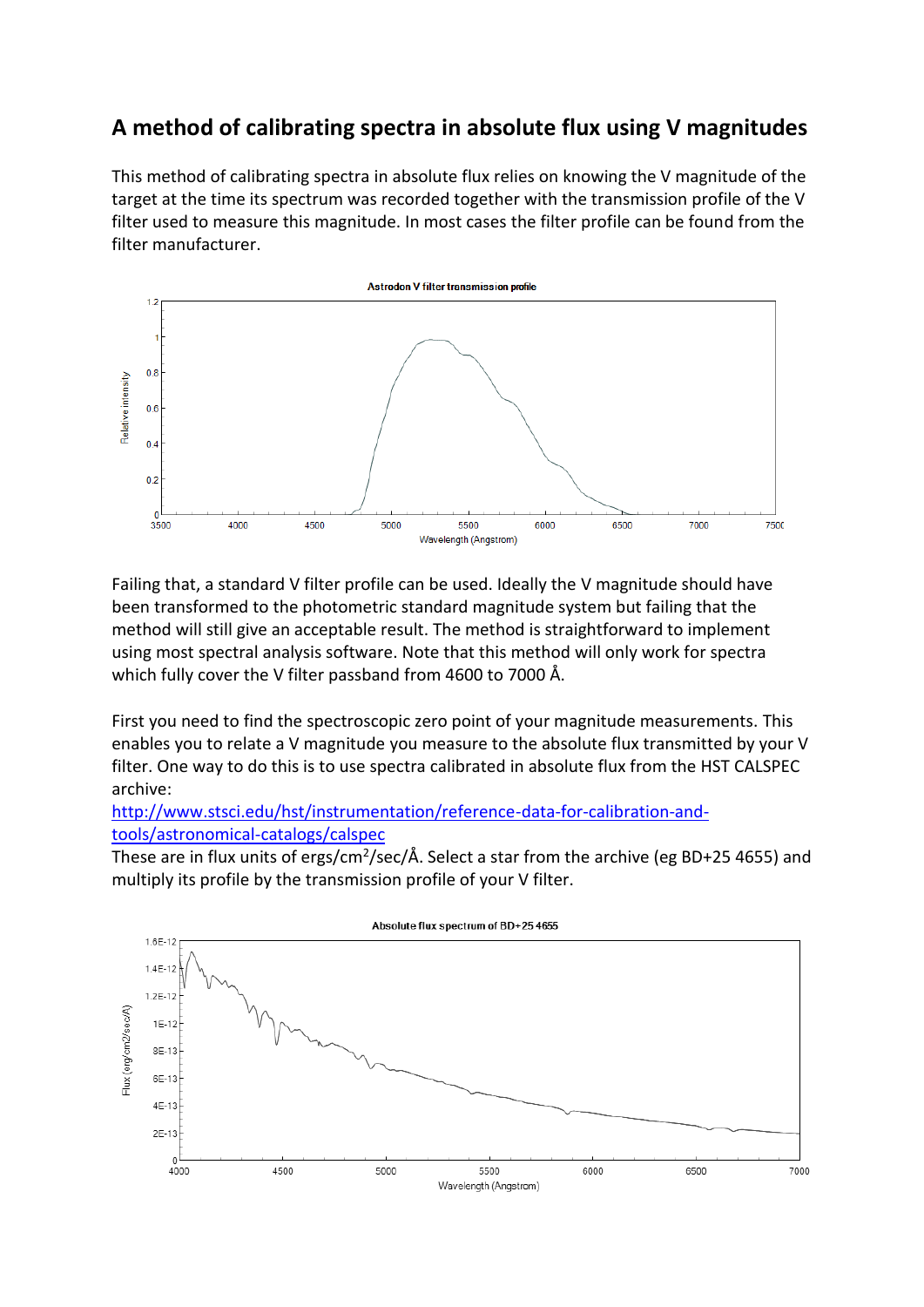# A method of calibrating spectra in absolute flux using V magnitudes

This method of calibrating spectra in absolute flux relies on knowing the V magnitude of the target at the time its spectrum was recorded together with the transmission profile of the V filter used to measure this magnitude. In most cases the filter profile can be found from the filter manufacturer.

Failing that, a standard V filter profile can be used. Ideally the V magnitude should have been transformed to the photometric standard magnitude system but failing that the method will still give an acceptable result. The method is straightforward to implement using most spectral analysis software. Note that this method will only work for spectra which fully cover the V filter passband from 4600 to 7000 Å.

First you need to find the spectroscopic zero point of your magnitude measurements. This enables you to relate a V magnitude you measure to the absolute flux transmitted by your V filter. One way to do this is to use spectra calibrated in absolute flux from the HST CALSPEC archive:

[http://www.stsci.edu/hst/instrumentation/reference-data-for-calibration-and-tools/astronomical-catalogs/calspec](http://www.stsci.edu/hst/instrumentation/reference-data-for-calibration-and-tools/astronomical-catalogs/calspec)

These are in flux units of ergs/cm$^2$/sec/Å. Select a star from the archive (eg BD+25 4655) and multiply its profile by the transmission profile of your V filter.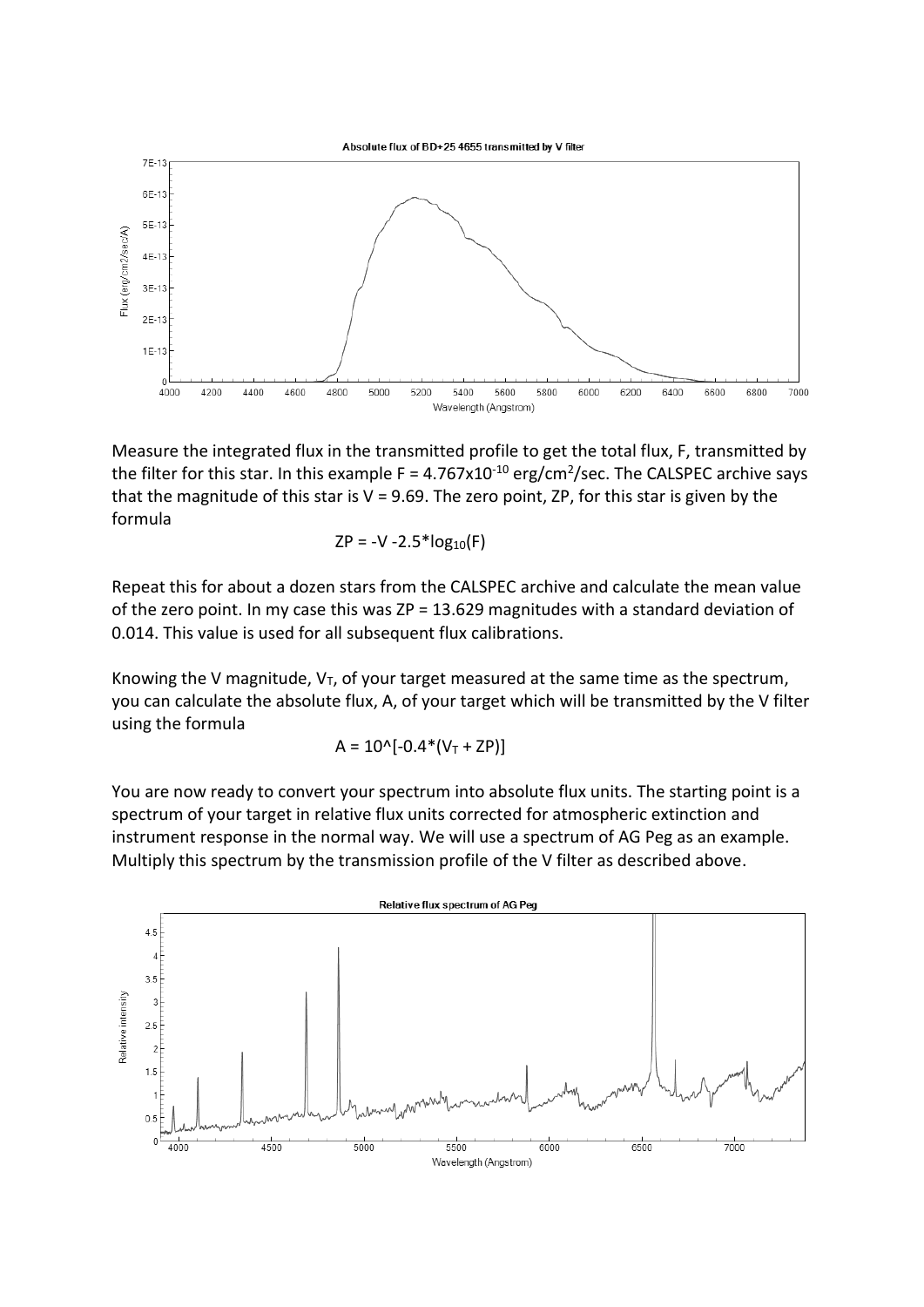Measure the integrated flux in the transmitted profile to get the total flux, F, transmitted by the filter for this star. In this example F = $4.767 \times 10^{-10}$ erg/cm$^2$/sec. The CALSPEC archive says that the magnitude of this star is V = 9.69. The zero point, ZP, for this star is given by the formula

$$ZP = -V - 2.5*\log_{10}(F)$$

Repeat this for about a dozen stars from the CALSPEC archive and calculate the mean value of the zero point. In my case this was ZP = 13.629 magnitudes with a standard deviation of 0.014. This value is used for all subsequent flux calibrations.

Knowing the V magnitude, $V_T$, of your target measured at the same time as the spectrum, you can calculate the absolute flux, A, of your target which will be transmitted by the V filter using the formula

$$A = 10\text{^}[-0.4*(V_T + ZP)]$$

You are now ready to convert your spectrum into absolute flux units. The starting point is a spectrum of your target in relative flux units corrected for atmospheric extinction and instrument response in the normal way. We will use a spectrum of AG Peg as an example. Multiply this spectrum by the transmission profile of the V filter as described above.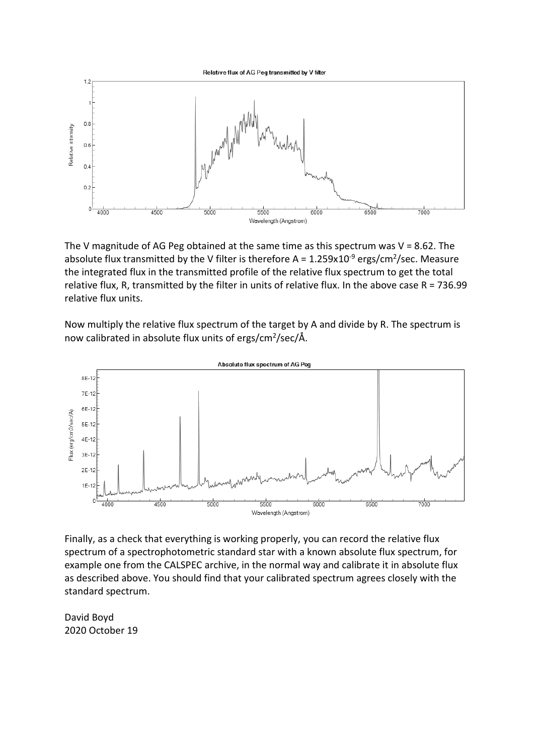Relative flux of AG Peg transmitted by V filter

Relative intensity

1.2
1
0.8
0.6
0.4
0.2
0

4000 4500 5000 5500 6000 6500 7000

Wavelength (Angstrom)

The V magnitude of AG Peg obtained at the same time as this spectrum was V = 8.62. The absolute flux transmitted by the V filter is therefore A = $1.259 \times 10^{-9}$ ergs/cm$^2$/sec. Measure the integrated flux in the transmitted profile of the relative flux spectrum to get the total relative flux, R, transmitted by the filter in units of relative flux. In the above case R = 736.99 relative flux units.

Now multiply the relative flux spectrum of the target by A and divide by R. The spectrum is now calibrated in absolute flux units of ergs/cm$^2$/sec/Å.

Absolute flux spectrum of AG Peg

Flux (erg/cm2/sec/A)

8E-12
7E-12
6E-12
5E-12
4E-12
3E-12
2E-12
1E-12
0

4000 4500 5000 5500 6000 6500 7000

Wavelength (Angstrom)

Finally, as a check that everything is working properly, you can record the relative flux spectrum of a spectrophotometric standard star with a known absolute flux spectrum, for example one from the CALSPEC archive, in the normal way and calibrate it in absolute flux as described above. You should find that your calibrated spectrum agrees closely with the standard spectrum.

David Boyd
2020 October 19